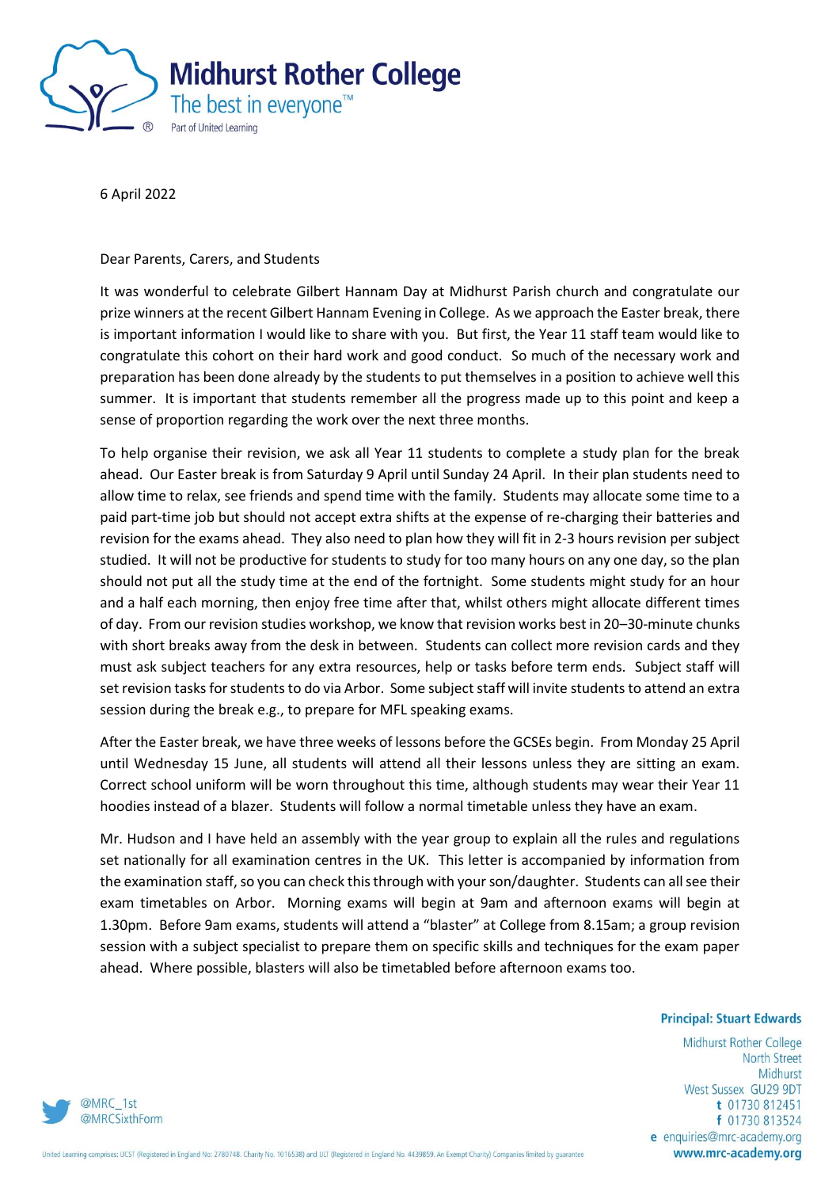**Midhurst Rother College**
The best in everyone™
Part of United Learning

6 April 2022

Dear Parents, Carers, and Students

It was wonderful to celebrate Gilbert Hannam Day at Midhurst Parish church and congratulate our prize winners at the recent Gilbert Hannam Evening in College. As we approach the Easter break, there is important information I would like to share with you. But first, the Year 11 staff team would like to congratulate this cohort on their hard work and good conduct. So much of the necessary work and preparation has been done already by the students to put themselves in a position to achieve well this summer. It is important that students remember all the progress made up to this point and keep a sense of proportion regarding the work over the next three months.

To help organise their revision, we ask all Year 11 students to complete a study plan for the break ahead. Our Easter break is from Saturday 9 April until Sunday 24 April. In their plan students need to allow time to relax, see friends and spend time with the family. Students may allocate some time to a paid part-time job but should not accept extra shifts at the expense of re-charging their batteries and revision for the exams ahead. They also need to plan how they will fit in 2-3 hours revision per subject studied. It will not be productive for students to study for too many hours on any one day, so the plan should not put all the study time at the end of the fortnight. Some students might study for an hour and a half each morning, then enjoy free time after that, whilst others might allocate different times of day. From our revision studies workshop, we know that revision works best in 20–30-minute chunks with short breaks away from the desk in between. Students can collect more revision cards and they must ask subject teachers for any extra resources, help or tasks before term ends. Subject staff will set revision tasks for students to do via Arbor. Some subject staff will invite students to attend an extra session during the break e.g., to prepare for MFL speaking exams.

After the Easter break, we have three weeks of lessons before the GCSEs begin. From Monday 25 April until Wednesday 15 June, all students will attend all their lessons unless they are sitting an exam. Correct school uniform will be worn throughout this time, although students may wear their Year 11 hoodies instead of a blazer. Students will follow a normal timetable unless they have an exam.

Mr. Hudson and I have held an assembly with the year group to explain all the rules and regulations set nationally for all examination centres in the UK. This letter is accompanied by information from the examination staff, so you can check this through with your son/daughter. Students can all see their exam timetables on Arbor. Morning exams will begin at 9am and afternoon exams will begin at 1.30pm. Before 9am exams, students will attend a "blaster" at College from 8.15am; a group revision session with a subject specialist to prepare them on specific skills and techniques for the exam paper ahead. Where possible, blasters will also be timetabled before afternoon exams too.

**Principal: Stuart Edwards**

Midhurst Rother College
North Street
Midhurst
West Sussex GU29 9DT
t 01730 812451
f 01730 813524
e enquiries@mrc-academy.org
**www.mrc-academy.org**

@MRC_1st
@MRCSixthForm

United Learning comprises: UCST (Registered in England No: 2780748. Charity No. 1016538) and ULT (Registered in England No. 4439859. An Exempt Charity) Companies limited by guarantee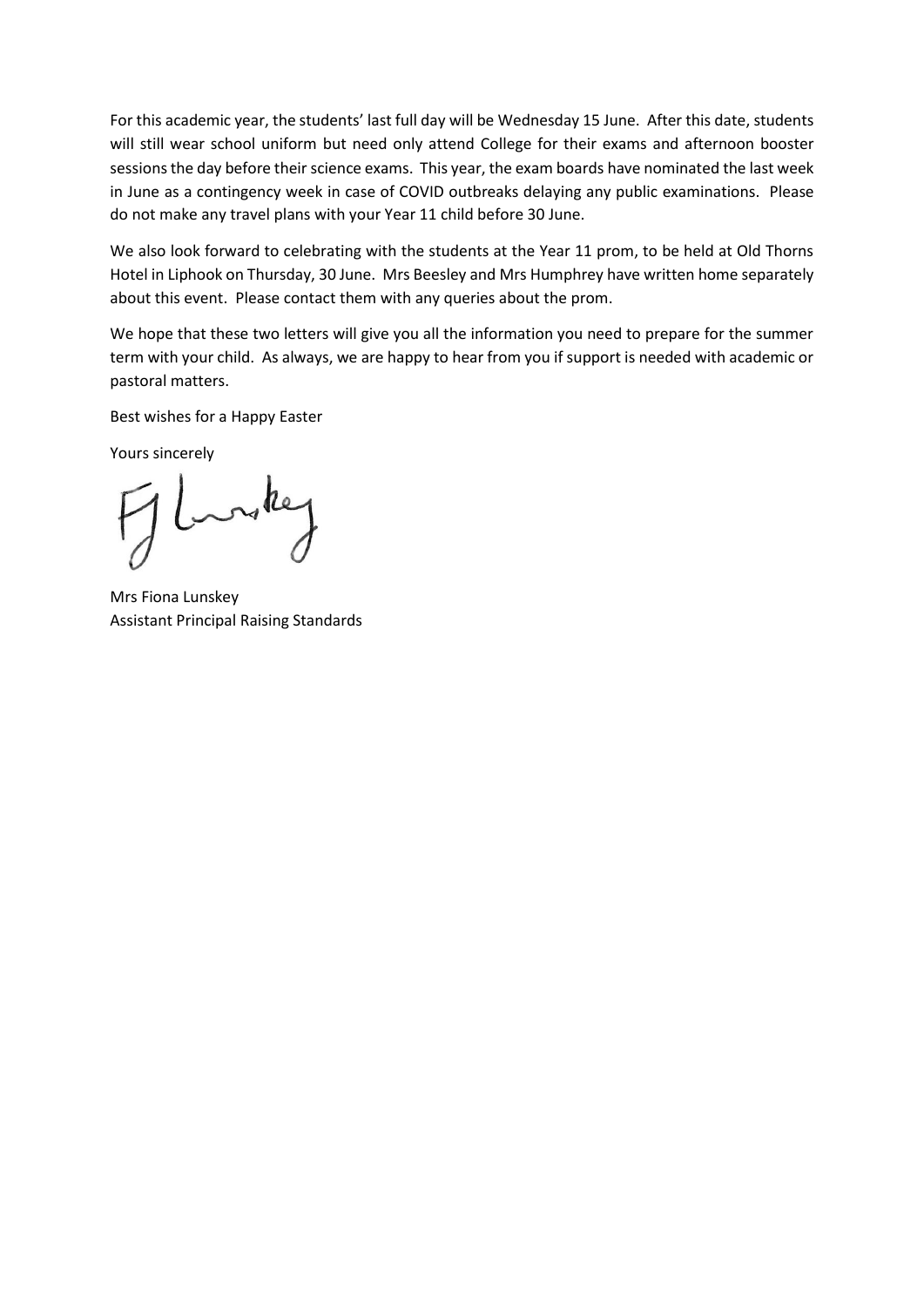For this academic year, the students' last full day will be Wednesday 15 June. After this date, students will still wear school uniform but need only attend College for their exams and afternoon booster sessions the day before their science exams. This year, the exam boards have nominated the last week in June as a contingency week in case of COVID outbreaks delaying any public examinations. Please do not make any travel plans with your Year 11 child before 30 June.

We also look forward to celebrating with the students at the Year 11 prom, to be held at Old Thorns Hotel in Liphook on Thursday, 30 June. Mrs Beesley and Mrs Humphrey have written home separately about this event. Please contact them with any queries about the prom.

We hope that these two letters will give you all the information you need to prepare for the summer term with your child. As always, we are happy to hear from you if support is needed with academic or pastoral matters.

Best wishes for a Happy Easter

Yours sincerely

Mrs Fiona Lunskey
Assistant Principal Raising Standards